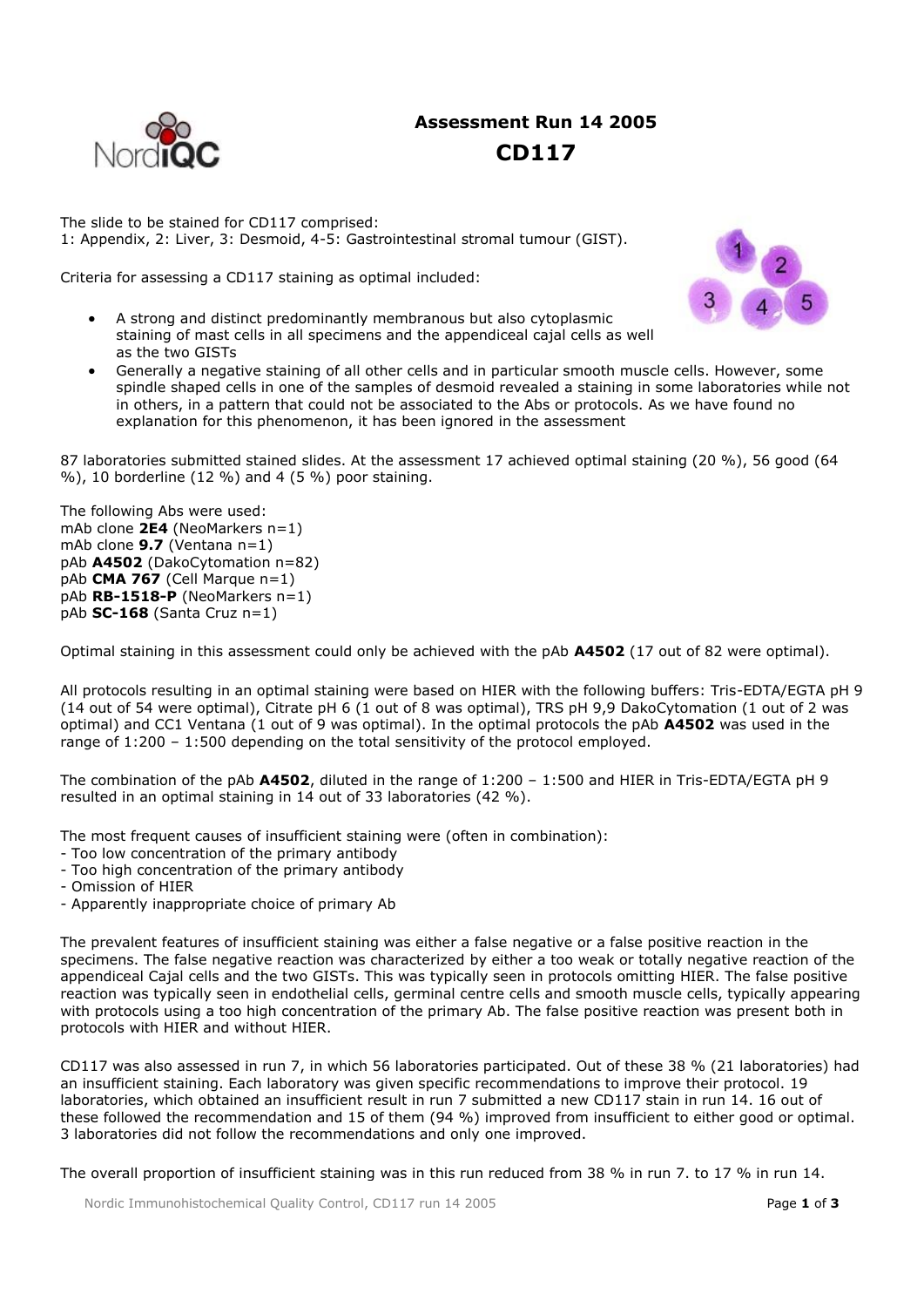# Assessment Run 14 2005

## CD117

The slide to be stained for CD117 comprised:
1: Appendix, 2: Liver, 3: Desmoid, 4-5: Gastrointestinal stromal tumour (GIST).

Criteria for assessing a CD117 staining as optimal included:

- A strong and distinct predominantly membranous but also cytoplasmic staining of mast cells in all specimens and the appendiceal cajal cells as well as the two GISTs
- Generally a negative staining of all other cells and in particular smooth muscle cells. However, some spindle shaped cells in one of the samples of desmoid revealed a staining in some laboratories while not in others, in a pattern that could not be associated to the Abs or protocols. As we have found no explanation for this phenomenon, it has been ignored in the assessment

87 laboratories submitted stained slides. At the assessment 17 achieved optimal staining (20 %), 56 good (64 %), 10 borderline (12 %) and 4 (5 %) poor staining.

The following Abs were used:
mAb clone **2E4** (NeoMarkers n=1)
mAb clone **9.7** (Ventana n=1)
pAb **A4502** (DakoCytomation n=82)
pAb **CMA 767** (Cell Marque n=1)
pAb **RB-1518-P** (NeoMarkers n=1)
pAb **SC-168** (Santa Cruz n=1)

Optimal staining in this assessment could only be achieved with the pAb **A4502** (17 out of 82 were optimal).

All protocols resulting in an optimal staining were based on HIER with the following buffers: Tris-EDTA/EGTA pH 9 (14 out of 54 were optimal), Citrate pH 6 (1 out of 8 was optimal), TRS pH 9,9 DakoCytomation (1 out of 2 was optimal) and CC1 Ventana (1 out of 9 was optimal). In the optimal protocols the pAb **A4502** was used in the range of 1:200 – 1:500 depending on the total sensitivity of the protocol employed.

The combination of the pAb **A4502**, diluted in the range of 1:200 – 1:500 and HIER in Tris-EDTA/EGTA pH 9 resulted in an optimal staining in 14 out of 33 laboratories (42 %).

The most frequent causes of insufficient staining were (often in combination):
- Too low concentration of the primary antibody
- Too high concentration of the primary antibody
- Omission of HIER
- Apparently inappropriate choice of primary Ab

The prevalent features of insufficient staining was either a false negative or a false positive reaction in the specimens. The false negative reaction was characterized by either a too weak or totally negative reaction of the appendiceal Cajal cells and the two GISTs. This was typically seen in protocols omitting HIER. The false positive reaction was typically seen in endothelial cells, germinal centre cells and smooth muscle cells, typically appearing with protocols using a too high concentration of the primary Ab. The false positive reaction was present both in protocols with HIER and without HIER.

CD117 was also assessed in run 7, in which 56 laboratories participated. Out of these 38 % (21 laboratories) had an insufficient staining. Each laboratory was given specific recommendations to improve their protocol. 19 laboratories, which obtained an insufficient result in run 7 submitted a new CD117 stain in run 14. 16 out of these followed the recommendation and 15 of them (94 %) improved from insufficient to either good or optimal. 3 laboratories did not follow the recommendations and only one improved.

The overall proportion of insufficient staining was in this run reduced from 38 % in run 7. to 17 % in run 14.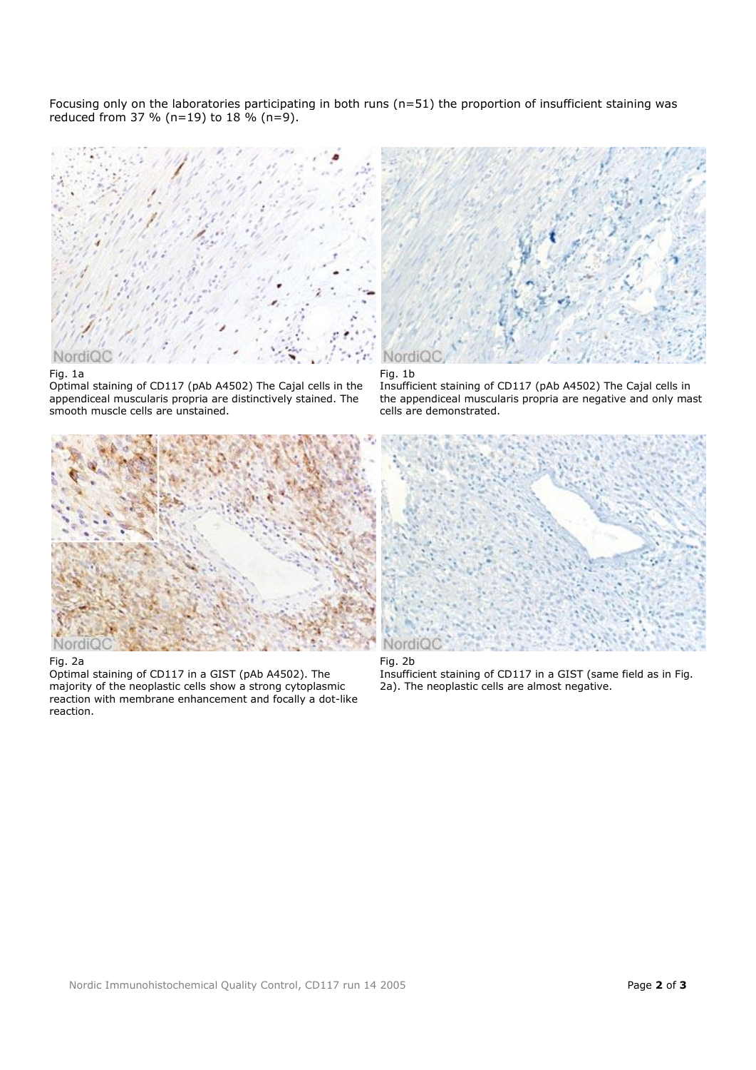Focusing only on the laboratories participating in both runs (n=51) the proportion of insufficient staining was reduced from 37 % (n=19) to 18 % (n=9).

Fig. 1a
Optimal staining of CD117 (pAb A4502) The Cajal cells in the appendiceal muscularis propria are distinctively stained. The smooth muscle cells are unstained.

Fig. 1b
Insufficient staining of CD117 (pAb A4502) The Cajal cells in the appendiceal muscularis propria are negative and only mast cells are demonstrated.

Fig. 2a
Optimal staining of CD117 in a GIST (pAb A4502). The majority of the neoplastic cells show a strong cytoplasmic reaction with membrane enhancement and focally a dot-like reaction.

Fig. 2b
Insufficient staining of CD117 in a GIST (same field as in Fig. 2a). The neoplastic cells are almost negative.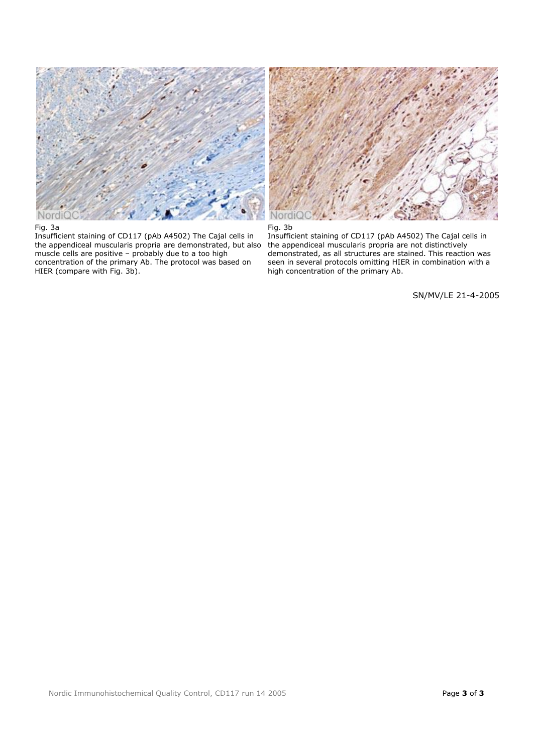Fig. 3a
Insufficient staining of CD117 (pAb A4502) The Cajal cells in the appendiceal muscularis propria are demonstrated, but also muscle cells are positive – probably due to a too high concentration of the primary Ab. The protocol was based on HIER (compare with Fig. 3b).

Fig. 3b
Insufficient staining of CD117 (pAb A4502) The Cajal cells in the appendiceal muscularis propria are not distinctively demonstrated, as all structures are stained. This reaction was seen in several protocols omitting HIER in combination with a high concentration of the primary Ab.

SN/MV/LE 21-4-2005